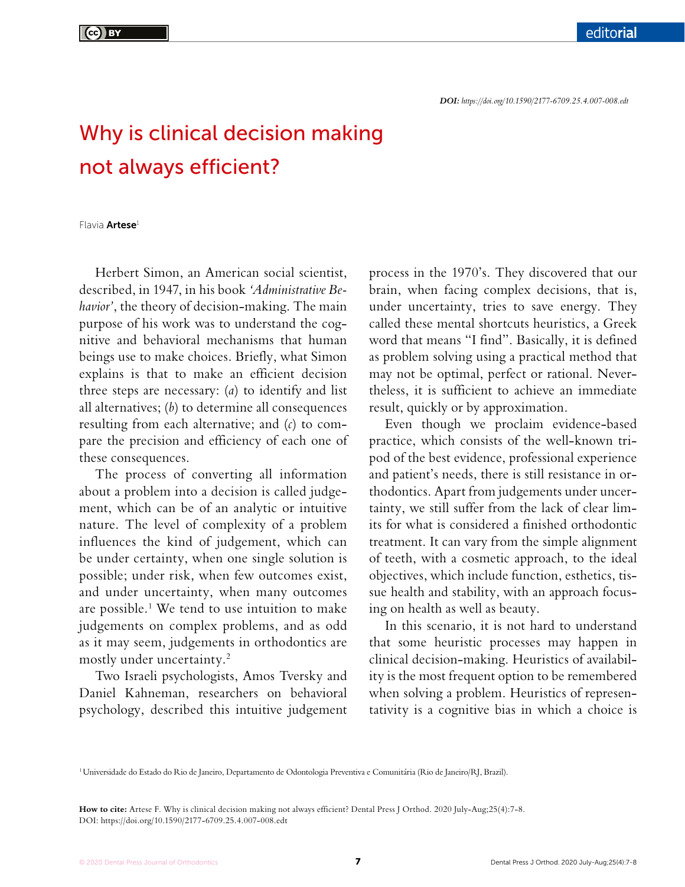DOI: https://doi.org/10.1590/2177-6709.25.4.007-008.edt

# Why is clinical decision making not always efficient?

Flavia **Artese**[1]

Herbert Simon, an American social scientist, described, in 1947, in his book *'Administrative Behavior'*, the theory of decision-making. The main purpose of his work was to understand the cognitive and behavioral mechanisms that human beings use to make choices. Briefly, what Simon explains is that to make an efficient decision three steps are necessary: (*a*) to identify and list all alternatives; (*b*) to determine all consequences resulting from each alternative; and (*c*) to compare the precision and efficiency of each one of these consequences.

The process of converting all information about a problem into a decision is called judgement, which can be of an analytic or intuitive nature. The level of complexity of a problem influences the kind of judgement, which can be under certainty, when one single solution is possible; under risk, when few outcomes exist, and under uncertainty, when many outcomes are possible.[1] We tend to use intuition to make judgements on complex problems, and as odd as it may seem, judgements in orthodontics are mostly under uncertainty.[2]

Two Israeli psychologists, Amos Tversky and Daniel Kahneman, researchers on behavioral psychology, described this intuitive judgement process in the 1970's. They discovered that our brain, when facing complex decisions, that is, under uncertainty, tries to save energy. They called these mental shortcuts heuristics, a Greek word that means "I find". Basically, it is defined as problem solving using a practical method that may not be optimal, perfect or rational. Nevertheless, it is sufficient to achieve an immediate result, quickly or by approximation.

Even though we proclaim evidence-based practice, which consists of the well-known tripod of the best evidence, professional experience and patient's needs, there is still resistance in orthodontics. Apart from judgements under uncertainty, we still suffer from the lack of clear limits for what is considered a finished orthodontic treatment. It can vary from the simple alignment of teeth, with a cosmetic approach, to the ideal objectives, which include function, esthetics, tissue health and stability, with an approach focusing on health as well as beauty.

In this scenario, it is not hard to understand that some heuristic processes may happen in clinical decision-making. Heuristics of availability is the most frequent option to be remembered when solving a problem. Heuristics of representativity is a cognitive bias in which a choice is

[1] Universidade do Estado do Rio de Janeiro, Departamento de Odontologia Preventiva e Comunitária (Rio de Janeiro/RJ, Brazil).

**How to cite:** Artese F. Why is clinical decision making not always efficient? Dental Press J Orthod. 2020 July-Aug;25(4):7-8.
DOI: https://doi.org/10.1590/2177-6709.25.4.007-008.edt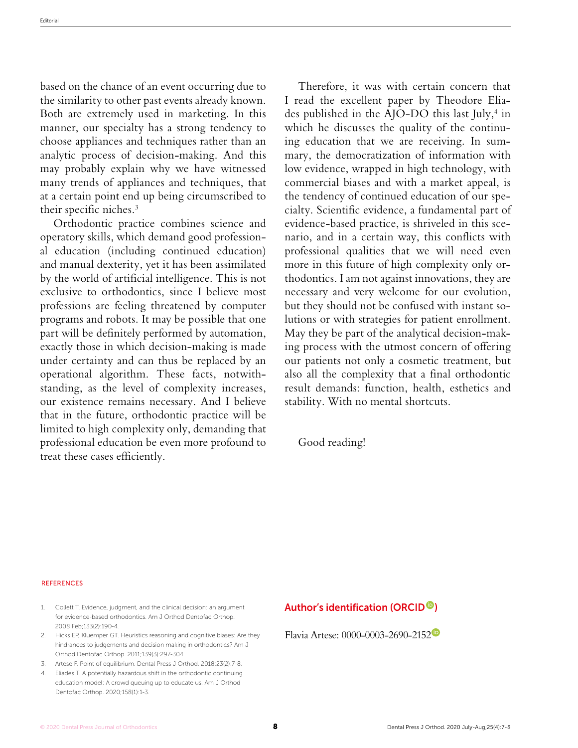based on the chance of an event occurring due to the similarity to other past events already known. Both are extremely used in marketing. In this manner, our specialty has a strong tendency to choose appliances and techniques rather than an analytic process of decision-making. And this may probably explain why we have witnessed many trends of appliances and techniques, that at a certain point end up being circumscribed to their specific niches.[3]

Orthodontic practice combines science and operatory skills, which demand good professional education (including continued education) and manual dexterity, yet it has been assimilated by the world of artificial intelligence. This is not exclusive to orthodontics, since I believe most professions are feeling threatened by computer programs and robots. It may be possible that one part will be definitely performed by automation, exactly those in which decision-making is made under certainty and can thus be replaced by an operational algorithm. These facts, notwithstanding, as the level of complexity increases, our existence remains necessary. And I believe that in the future, orthodontic practice will be limited to high complexity only, demanding that professional education be even more profound to treat these cases efficiently.

Therefore, it was with certain concern that I read the excellent paper by Theodore Eliades published in the AJO-DO this last July,[4] in which he discusses the quality of the continuing education that we are receiving. In summary, the democratization of information with low evidence, wrapped in high technology, with commercial biases and with a market appeal, is the tendency of continued education of our specialty. Scientific evidence, a fundamental part of evidence-based practice, is shriveled in this scenario, and in a certain way, this conflicts with professional qualities that we will need even more in this future of high complexity only orthodontics. I am not against innovations, they are necessary and very welcome for our evolution, but they should not be confused with instant solutions or with strategies for patient enrollment. May they be part of the analytical decision-making process with the utmost concern of offering our patients not only a cosmetic treatment, but also all the complexity that a final orthodontic result demands: function, health, esthetics and stability. With no mental shortcuts.

Good reading!

## REFERENCES

1. Collett T. Evidence, judgment, and the clinical decision: an argument for evidence-based orthodontics. Am J Orthod Dentofac Orthop. 2008 Feb;133(2):190-4.
2. Hicks EP, Kluemper GT. Heuristics reasoning and cognitive biases: Are they hindrances to judgements and decision making in orthodontics? Am J Orthod Dentofac Orthop. 2011;139(3):297-304.
3. Artese F. Point of equilibrium. Dental Press J Orthod. 2018;23(2):7-8.
4. Eliades T. A potentially hazardous shift in the orthodontic continuing education model: A crowd queuing up to educate us. Am J Orthod Dentofac Orthop. 2020;158(1):1-3.

## Author's identification (ORCID)

Flavia Artese: 0000-0003-2690-2152